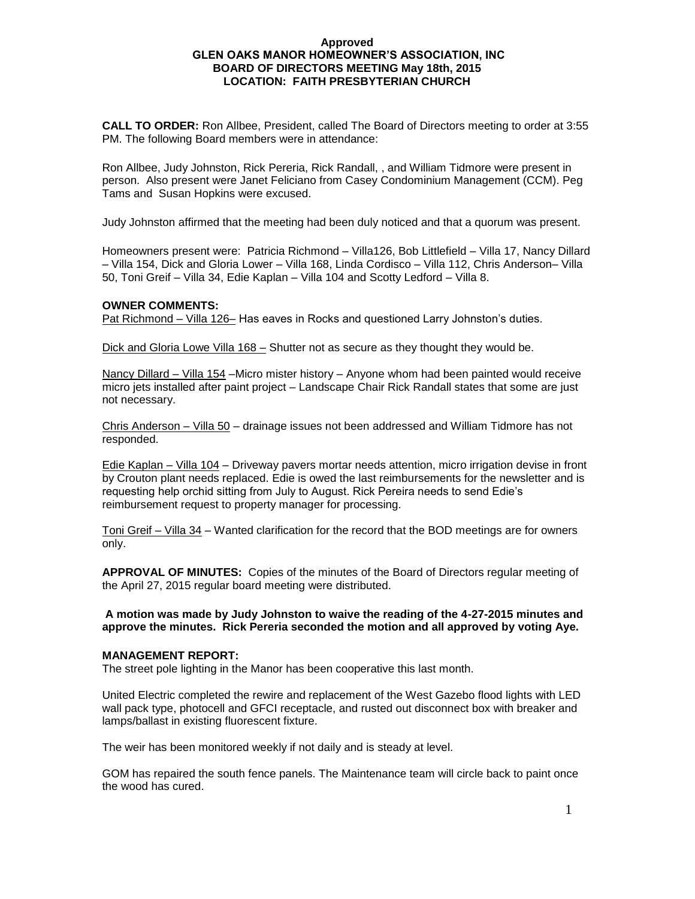**Approved**
**GLEN OAKS MANOR HOMEOWNER'S ASSOCIATION, INC**
**BOARD OF DIRECTORS MEETING May 18th, 2015**
**LOCATION: FAITH PRESBYTERIAN CHURCH**

**CALL TO ORDER:** Ron Allbee, President, called The Board of Directors meeting to order at 3:55 PM. The following Board members were in attendance:

Ron Allbee, Judy Johnston, Rick Pereria, Rick Randall, , and William Tidmore were present in person. Also present were Janet Feliciano from Casey Condominium Management (CCM). Peg Tams and Susan Hopkins were excused.

Judy Johnston affirmed that the meeting had been duly noticed and that a quorum was present.

Homeowners present were: Patricia Richmond – Villa126, Bob Littlefield – Villa 17, Nancy Dillard – Villa 154, Dick and Gloria Lower – Villa 168, Linda Cordisco – Villa 112, Chris Anderson– Villa 50, Toni Greif – Villa 34, Edie Kaplan – Villa 104 and Scotty Ledford – Villa 8.

**OWNER COMMENTS:**

<u>Pat Richmond – Villa 126–</u> Has eaves in Rocks and questioned Larry Johnston's duties.

<u>Dick and Gloria Lowe Villa 168 –</u> Shutter not as secure as they thought they would be.

<u>Nancy Dillard – Villa 154</u> –Micro mister history – Anyone whom had been painted would receive micro jets installed after paint project – Landscape Chair Rick Randall states that some are just not necessary.

<u>Chris Anderson – Villa 50</u> – drainage issues not been addressed and William Tidmore has not responded.

<u>Edie Kaplan – Villa 104</u> – Driveway pavers mortar needs attention, micro irrigation devise in front by Crouton plant needs replaced. Edie is owed the last reimbursements for the newsletter and is requesting help orchid sitting from July to August. Rick Pereira needs to send Edie's reimbursement request to property manager for processing.

<u>Toni Greif – Villa 34</u> – Wanted clarification for the record that the BOD meetings are for owners only.

**APPROVAL OF MINUTES:** Copies of the minutes of the Board of Directors regular meeting of the April 27, 2015 regular board meeting were distributed.

**A motion was made by Judy Johnston to waive the reading of the 4-27-2015 minutes and approve the minutes. Rick Pereria seconded the motion and all approved by voting Aye.**

**MANAGEMENT REPORT:**

The street pole lighting in the Manor has been cooperative this last month.

United Electric completed the rewire and replacement of the West Gazebo flood lights with LED wall pack type, photocell and GFCI receptacle, and rusted out disconnect box with breaker and lamps/ballast in existing fluorescent fixture.

The weir has been monitored weekly if not daily and is steady at level.

GOM has repaired the south fence panels. The Maintenance team will circle back to paint once the wood has cured.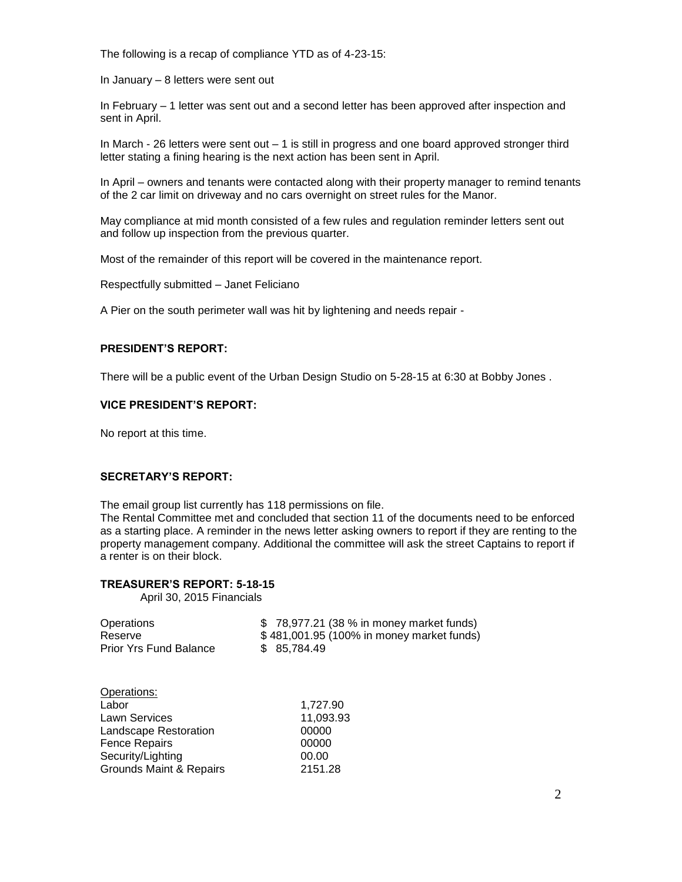The following is a recap of compliance YTD as of 4-23-15:

In January – 8 letters were sent out

In February – 1 letter was sent out and a second letter has been approved after inspection and sent in April.

In March - 26 letters were sent out – 1 is still in progress and one board approved stronger third letter stating a fining hearing is the next action has been sent in April.

In April – owners and tenants were contacted along with their property manager to remind tenants of the 2 car limit on driveway and no cars overnight on street rules for the Manor.

May compliance at mid month consisted of a few rules and regulation reminder letters sent out and follow up inspection from the previous quarter.

Most of the remainder of this report will be covered in the maintenance report.

Respectfully submitted – Janet Feliciano

A Pier on the south perimeter wall was hit by lightening and needs repair -

**PRESIDENT'S REPORT:**

There will be a public event of the Urban Design Studio on 5-28-15 at 6:30 at Bobby Jones .

**VICE PRESIDENT'S REPORT:**

No report at this time.

**SECRETARY'S REPORT:**

The email group list currently has 118 permissions on file.
The Rental Committee met and concluded that section 11 of the documents need to be enforced as a starting place. A reminder in the news letter asking owners to report if they are renting to the property management company. Additional the committee will ask the street Captains to report if a renter is on their block.

**TREASURER'S REPORT: 5-18-15**

April 30, 2015 Financials

| | |
|---|---|
| Operations | $ 78,977.21 (38 % in money market funds) |
| Reserve | $ 481,001.95 (100% in money market funds) |
| Prior Yrs Fund Balance | $ 85,784.49 |

| Operations: | |
|---|---|
| Labor | 1,727.90 |
| Lawn Services | 11,093.93 |
| Landscape Restoration | 00000 |
| Fence Repairs | 00000 |
| Security/Lighting | 00.00 |
| Grounds Maint & Repairs | 2151.28 |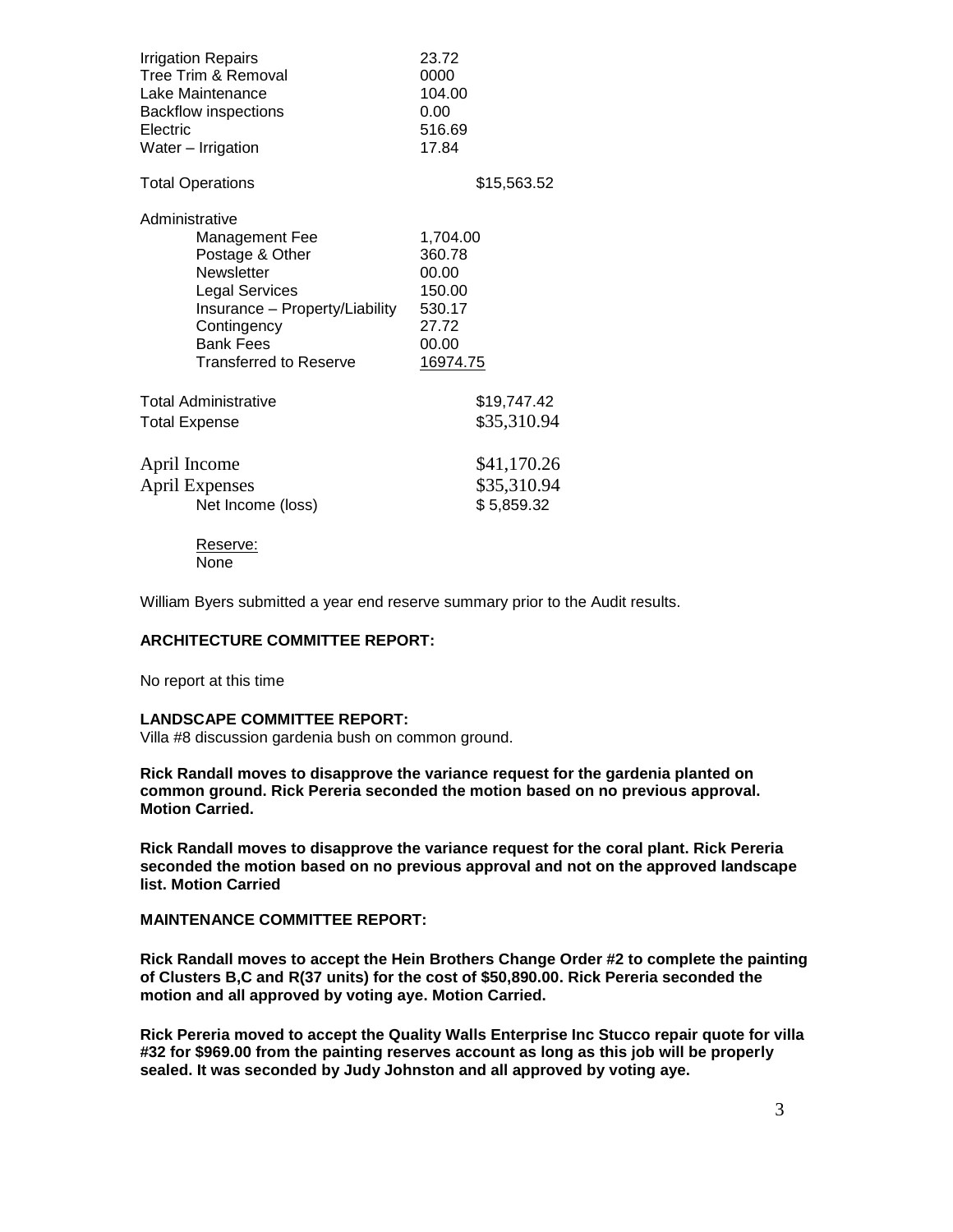| | | |
|---|---|---|
| Irrigation Repairs | 23.72 | |
| Tree Trim & Removal | 0000 | |
| Lake Maintenance | 104.00 | |
| Backflow inspections | 0.00 | |
| Electric | 516.69 | |
| Water – Irrigation | 17.84 | |
| Total Operations | | $15,563.52 |
| Administrative | | |
| Management Fee | 1,704.00 | |
| Postage & Other | 360.78 | |
| Newsletter | 00.00 | |
| Legal Services | 150.00 | |
| Insurance – Property/Liability | 530.17 | |
| Contingency | 27.72 | |
| Bank Fees | 00.00 | |
| Transferred to Reserve | 16974.75 | |
| Total Administrative | | $19,747.42 |
| Total Expense | | $35,310.94 |
| April Income | | $41,170.26 |
| April Expenses | | $35,310.94 |
| Net Income (loss) | | $ 5,859.32 |

Reserve:
None

William Byers submitted a year end reserve summary prior to the Audit results.

**ARCHITECTURE COMMITTEE REPORT:**

No report at this time

**LANDSCAPE COMMITTEE REPORT:**

Villa #8 discussion gardenia bush on common ground.

**Rick Randall moves to disapprove the variance request for the gardenia planted on common ground. Rick Pereria seconded the motion based on no previous approval. Motion Carried.**

**Rick Randall moves to disapprove the variance request for the coral plant. Rick Pereria seconded the motion based on no previous approval and not on the approved landscape list. Motion Carried**

**MAINTENANCE COMMITTEE REPORT:**

**Rick Randall moves to accept the Hein Brothers Change Order #2 to complete the painting of Clusters B,C and R(37 units) for the cost of $50,890.00. Rick Pereria seconded the motion and all approved by voting aye. Motion Carried.**

**Rick Pereria moved to accept the Quality Walls Enterprise Inc Stucco repair quote for villa #32 for $969.00 from the painting reserves account as long as this job will be properly sealed. It was seconded by Judy Johnston and all approved by voting aye.**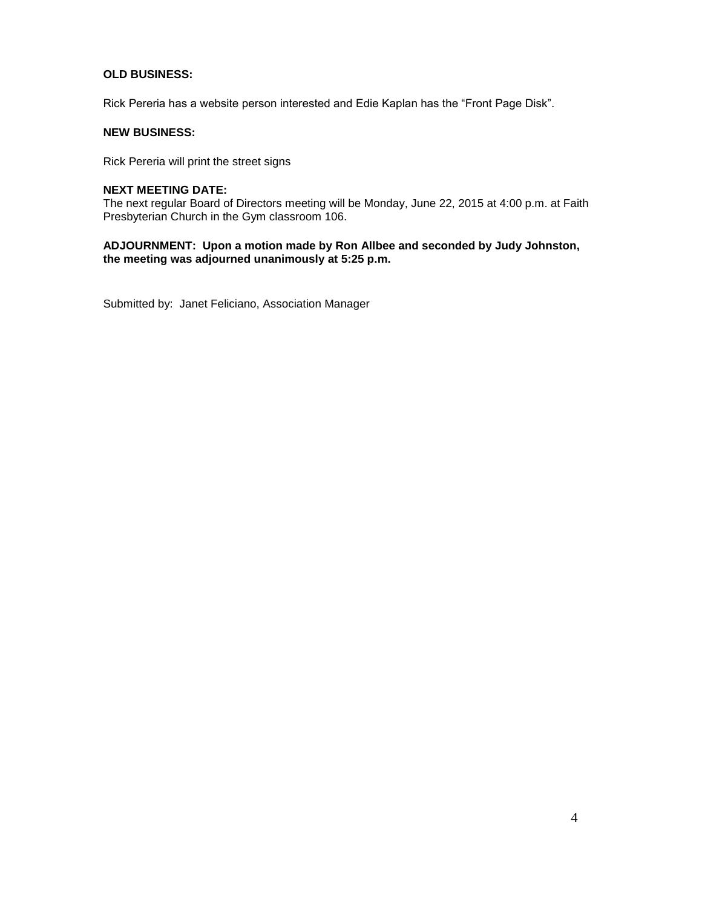**OLD BUSINESS:**

Rick Pereria has a website person interested and Edie Kaplan has the “Front Page Disk”.

**NEW BUSINESS:**

Rick Pereria will print the street signs

**NEXT MEETING DATE:**
The next regular Board of Directors meeting will be Monday, June 22, 2015 at 4:00 p.m. at Faith Presbyterian Church in the Gym classroom 106.

**ADJOURNMENT: Upon a motion made by Ron Allbee and seconded by Judy Johnston, the meeting was adjourned unanimously at 5:25 p.m.**

Submitted by: Janet Feliciano, Association Manager